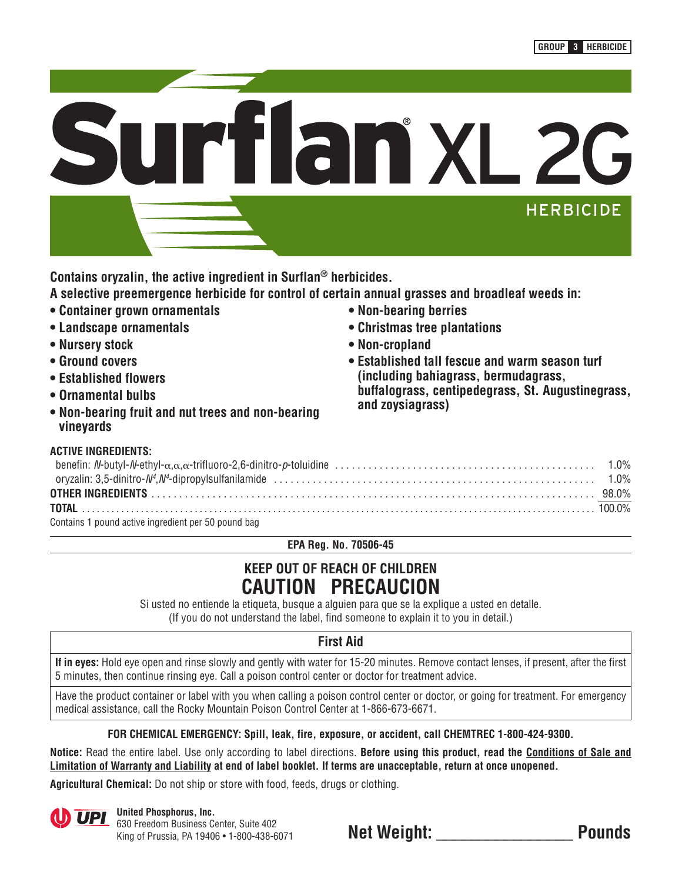GROUP 3 HERBICIDE

# Surflan® XL 2G

## HERBICIDE

**Contains oryzalin, the active ingredient in Surflan® herbicides.**

**A selective preemergence herbicide for control of certain annual grasses and broadleaf weeds in:**

- **Container grown ornamentals**
- **Landscape ornamentals**
- **Nursery stock**
- **Ground covers**
- **Established flowers**
- **Ornamental bulbs**
- **Non-bearing fruit and nut trees and non-bearing vineyards**
- **Non-bearing berries**
- **Christmas tree plantations**
- **Non-cropland**
- **Established tall fescue and warm season turf (including bahiagrass, bermudagrass, buffalograss, centipedegrass, St. Augustinegrass, and zoysiagrass)**

**ACTIVE INGREDIENTS:**

| | |
|---|---|
| benefin: *N*-butyl-*N*-ethyl-α,α,α-trifluoro-2,6-dinitro-*p*-toluidine | 1.0% |
| oryzalin: 3,5-dinitro-$N^4$,$N^4$-dipropylsulfanilamide | 1.0% |
| **OTHER INGREDIENTS** | 98.0% |
| **TOTAL** | 100.0% |

Contains 1 pound active ingredient per 50 pound bag

**EPA Reg. No. 70506-45**

## KEEP OUT OF REACH OF CHILDREN
## CAUTION PRECAUCION

Si usted no entiende la etiqueta, busque a alguien para que se la explique a usted en detalle.
(If you do not understand the label, find someone to explain it to you in detail.)

### First Aid

**If in eyes:** Hold eye open and rinse slowly and gently with water for 15-20 minutes. Remove contact lenses, if present, after the first 5 minutes, then continue rinsing eye. Call a poison control center or doctor for treatment advice.

Have the product container or label with you when calling a poison control center or doctor, or going for treatment. For emergency medical assistance, call the Rocky Mountain Poison Control Center at 1-866-673-6671.

**FOR CHEMICAL EMERGENCY: Spill, leak, fire, exposure, or accident, call CHEMTREC 1-800-424-9300.**

**Notice:** Read the entire label. Use only according to label directions. **Before using this product, read the Conditions of Sale and Limitation of Warranty and Liability at end of label booklet. If terms are unacceptable, return at once unopened.**

**Agricultural Chemical:** Do not ship or store with food, feeds, drugs or clothing.

**United Phosphorus, Inc.**
630 Freedom Business Center, Suite 402
King of Prussia, PA 19406 • 1-800-438-6071

**Net Weight: _______________ Pounds**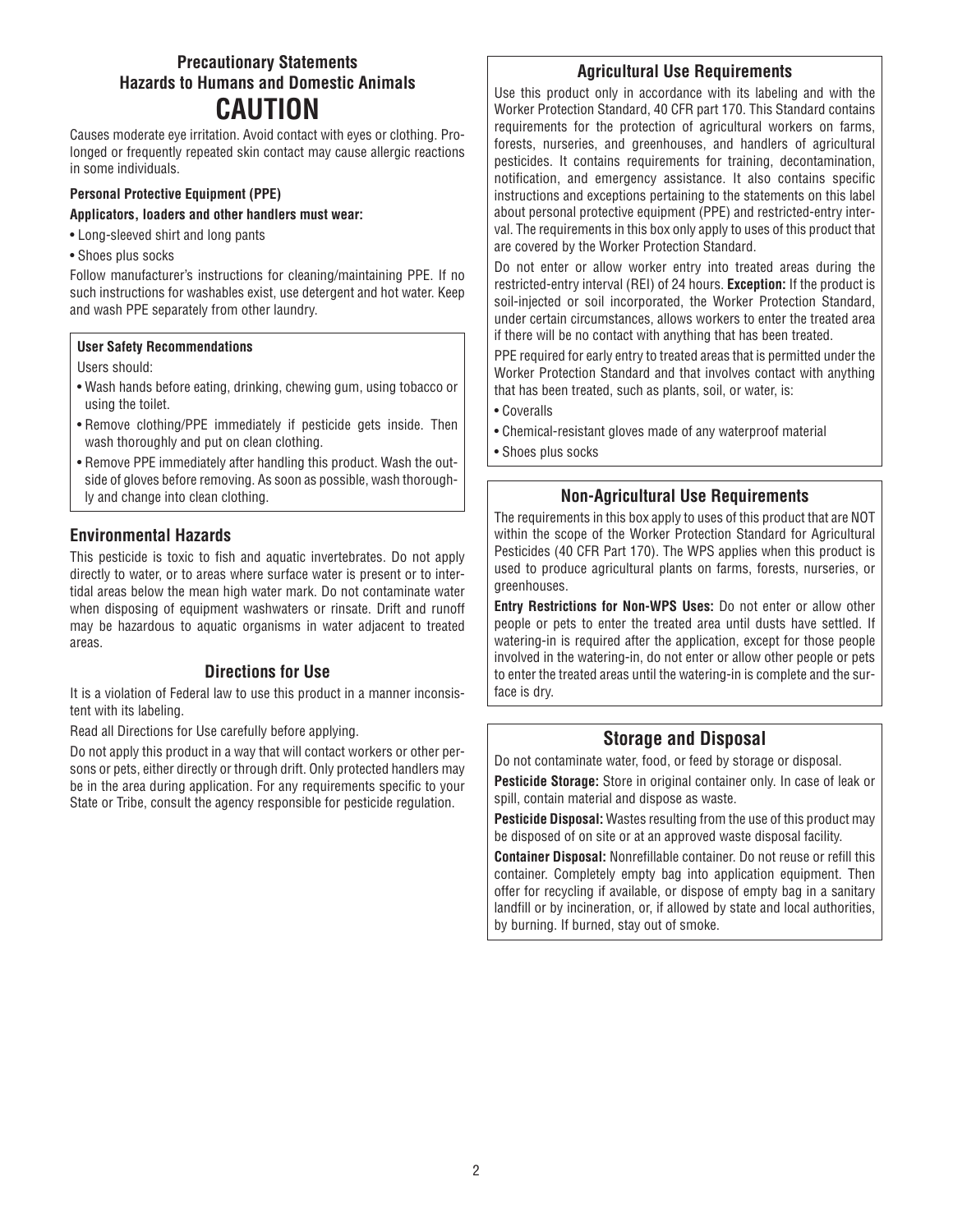## Precautionary Statements

### Hazards to Humans and Domestic Animals

# CAUTION

Causes moderate eye irritation. Avoid contact with eyes or clothing. Prolonged or frequently repeated skin contact may cause allergic reactions in some individuals.

**Personal Protective Equipment (PPE)**

**Applicators, loaders and other handlers must wear:**

- Long-sleeved shirt and long pants
- Shoes plus socks

Follow manufacturer's instructions for cleaning/maintaining PPE. If no such instructions for washables exist, use detergent and hot water. Keep and wash PPE separately from other laundry.

**User Safety Recommendations**

Users should:

- Wash hands before eating, drinking, chewing gum, using tobacco or using the toilet.
- Remove clothing/PPE immediately if pesticide gets inside. Then wash thoroughly and put on clean clothing.
- Remove PPE immediately after handling this product. Wash the outside of gloves before removing. As soon as possible, wash thoroughly and change into clean clothing.

### Environmental Hazards

This pesticide is toxic to fish and aquatic invertebrates. Do not apply directly to water, or to areas where surface water is present or to intertidal areas below the mean high water mark. Do not contaminate water when disposing of equipment washwaters or rinsate. Drift and runoff may be hazardous to aquatic organisms in water adjacent to treated areas.

### Directions for Use

It is a violation of Federal law to use this product in a manner inconsistent with its labeling.

Read all Directions for Use carefully before applying.

Do not apply this product in a way that will contact workers or other persons or pets, either directly or through drift. Only protected handlers may be in the area during application. For any requirements specific to your State or Tribe, consult the agency responsible for pesticide regulation.

### Agricultural Use Requirements

Use this product only in accordance with its labeling and with the Worker Protection Standard, 40 CFR part 170. This Standard contains requirements for the protection of agricultural workers on farms, forests, nurseries, and greenhouses, and handlers of agricultural pesticides. It contains requirements for training, decontamination, notification, and emergency assistance. It also contains specific instructions and exceptions pertaining to the statements on this label about personal protective equipment (PPE) and restricted-entry interval. The requirements in this box only apply to uses of this product that are covered by the Worker Protection Standard.

Do not enter or allow worker entry into treated areas during the restricted-entry interval (REI) of 24 hours. **Exception:** If the product is soil-injected or soil incorporated, the Worker Protection Standard, under certain circumstances, allows workers to enter the treated area if there will be no contact with anything that has been treated.

PPE required for early entry to treated areas that is permitted under the Worker Protection Standard and that involves contact with anything that has been treated, such as plants, soil, or water, is:

- Coveralls
- Chemical-resistant gloves made of any waterproof material
- Shoes plus socks

### Non-Agricultural Use Requirements

The requirements in this box apply to uses of this product that are NOT within the scope of the Worker Protection Standard for Agricultural Pesticides (40 CFR Part 170). The WPS applies when this product is used to produce agricultural plants on farms, forests, nurseries, or greenhouses.

**Entry Restrictions for Non-WPS Uses:** Do not enter or allow other people or pets to enter the treated area until dusts have settled. If watering-in is required after the application, except for those people involved in the watering-in, do not enter or allow other people or pets to enter the treated areas until the watering-in is complete and the surface is dry.

### Storage and Disposal

Do not contaminate water, food, or feed by storage or disposal.

**Pesticide Storage:** Store in original container only. In case of leak or spill, contain material and dispose as waste.

**Pesticide Disposal:** Wastes resulting from the use of this product may be disposed of on site or at an approved waste disposal facility.

**Container Disposal:** Nonrefillable container. Do not reuse or refill this container. Completely empty bag into application equipment. Then offer for recycling if available, or dispose of empty bag in a sanitary landfill or by incineration, or, if allowed by state and local authorities, by burning. If burned, stay out of smoke.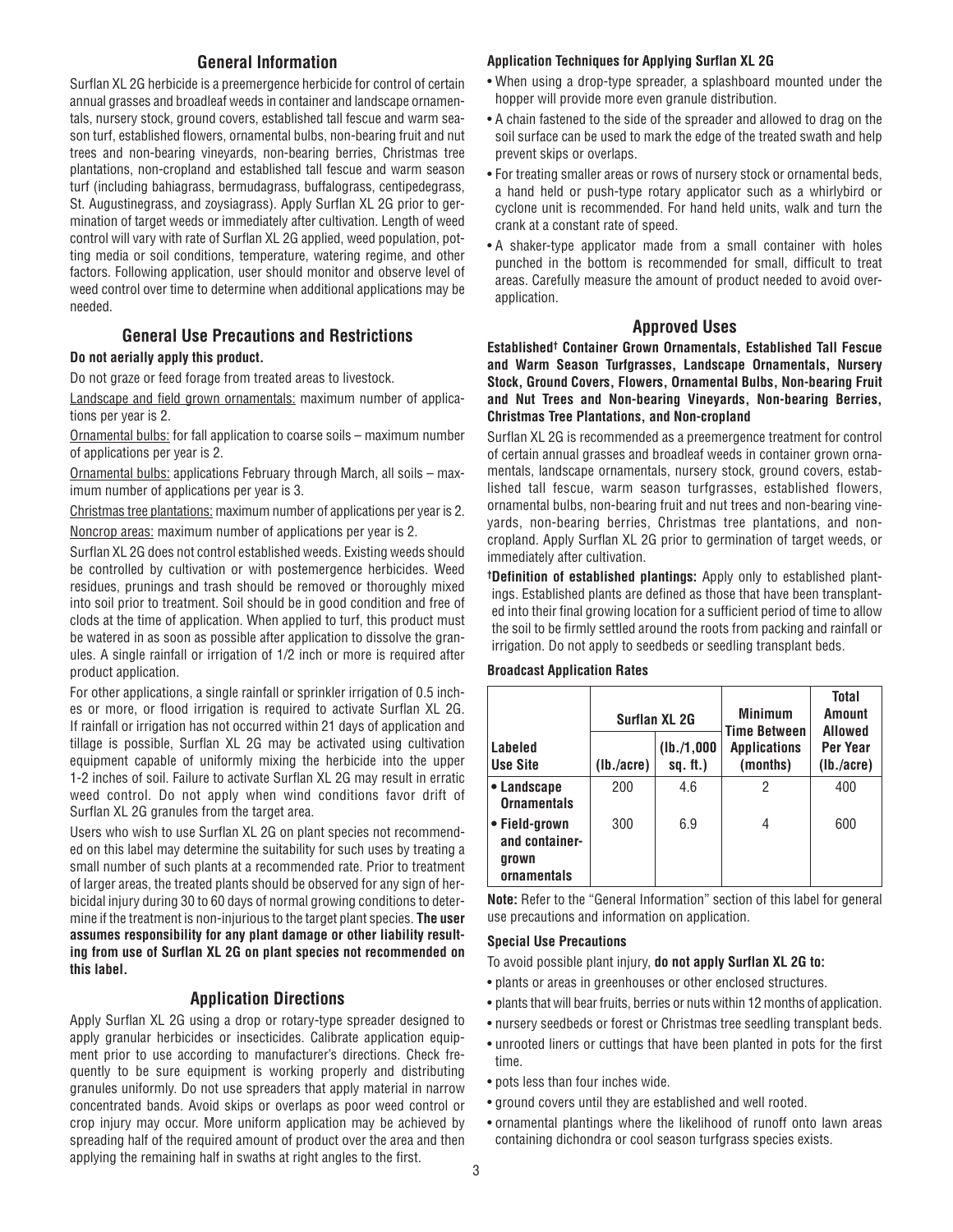## General Information

Surflan XL 2G herbicide is a preemergence herbicide for control of certain annual grasses and broadleaf weeds in container and landscape ornamentals, nursery stock, ground covers, established tall fescue and warm season turf, established flowers, ornamental bulbs, non-bearing fruit and nut trees and non-bearing vineyards, non-bearing berries, Christmas tree plantations, non-cropland and established tall fescue and warm season turf (including bahiagrass, bermudagrass, buffalograss, centipedegrass, St. Augustinegrass, and zoysiagrass). Apply Surflan XL 2G prior to germination of target weeds or immediately after cultivation. Length of weed control will vary with rate of Surflan XL 2G applied, weed population, potting media or soil conditions, temperature, watering regime, and other factors. Following application, user should monitor and observe level of weed control over time to determine when additional applications may be needed.

## General Use Precautions and Restrictions

**Do not aerially apply this product.**

Do not graze or feed forage from treated areas to livestock.

Landscape and field grown ornamentals: maximum number of applications per year is 2.

Ornamental bulbs: for fall application to coarse soils – maximum number of applications per year is 2.

Ornamental bulbs: applications February through March, all soils – maximum number of applications per year is 3.

Christmas tree plantations: maximum number of applications per year is 2.

Noncrop areas: maximum number of applications per year is 2.

Surflan XL 2G does not control established weeds. Existing weeds should be controlled by cultivation or with postemergence herbicides. Weed residues, prunings and trash should be removed or thoroughly mixed into soil prior to treatment. Soil should be in good condition and free of clods at the time of application. When applied to turf, this product must be watered in as soon as possible after application to dissolve the granules. A single rainfall or irrigation of 1/2 inch or more is required after product application.

For other applications, a single rainfall or sprinkler irrigation of 0.5 inches or more, or flood irrigation is required to activate Surflan XL 2G. If rainfall or irrigation has not occurred within 21 days of application and tillage is possible, Surflan XL 2G may be activated using cultivation equipment capable of uniformly mixing the herbicide into the upper 1-2 inches of soil. Failure to activate Surflan XL 2G may result in erratic weed control. Do not apply when wind conditions favor drift of Surflan XL 2G granules from the target area.

Users who wish to use Surflan XL 2G on plant species not recommended on this label may determine the suitability for such uses by treating a small number of such plants at a recommended rate. Prior to treatment of larger areas, the treated plants should be observed for any sign of herbicidal injury during 30 to 60 days of normal growing conditions to determine if the treatment is non-injurious to the target plant species. **The user assumes responsibility for any plant damage or other liability resulting from use of Surflan XL 2G on plant species not recommended on this label.**

## Application Directions

Apply Surflan XL 2G using a drop or rotary-type spreader designed to apply granular herbicides or insecticides. Calibrate application equipment prior to use according to manufacturer's directions. Check frequently to be sure equipment is working properly and distributing granules uniformly. Do not use spreaders that apply material in narrow concentrated bands. Avoid skips or overlaps as poor weed control or crop injury may occur. More uniform application may be achieved by spreading half of the required amount of product over the area and then applying the remaining half in swaths at right angles to the first.

### Application Techniques for Applying Surflan XL 2G

- When using a drop-type spreader, a splashboard mounted under the hopper will provide more even granule distribution.
- A chain fastened to the side of the spreader and allowed to drag on the soil surface can be used to mark the edge of the treated swath and help prevent skips or overlaps.
- For treating smaller areas or rows of nursery stock or ornamental beds, a hand held or push-type rotary applicator such as a whirlybird or cyclone unit is recommended. For hand held units, walk and turn the crank at a constant rate of speed.
- A shaker-type applicator made from a small container with holes punched in the bottom is recommended for small, difficult to treat areas. Carefully measure the amount of product needed to avoid over-application.

## Approved Uses

**Established† Container Grown Ornamentals, Established Tall Fescue and Warm Season Turfgrasses, Landscape Ornamentals, Nursery Stock, Ground Covers, Flowers, Ornamental Bulbs, Non-bearing Fruit and Nut Trees and Non-bearing Vineyards, Non-bearing Berries, Christmas Tree Plantations, and Non-cropland**

Surflan XL 2G is recommended as a preemergence treatment for control of certain annual grasses and broadleaf weeds in container grown ornamentals, landscape ornamentals, nursery stock, ground covers, established tall fescue, warm season turfgrasses, established flowers, ornamental bulbs, non-bearing fruit and nut trees and non-bearing vineyards, non-bearing berries, Christmas tree plantations, and non-cropland. Apply Surflan XL 2G prior to germination of target weeds, or immediately after cultivation.

**†Definition of established plantings:** Apply only to established plantings. Established plants are defined as those that have been transplanted into their final growing location for a sufficient period of time to allow the soil to be firmly settled around the roots from packing and rainfall or irrigation. Do not apply to seedbeds or seedling transplant beds.

### Broadcast Application Rates

| Labeled Use Site | Surflan XL 2G (lb./acre) | Surflan XL 2G (lb./1,000 sq. ft.) | Minimum Time Between Applications (months) | Total Amount Allowed Per Year (lb./acre) |
|---|---|---|---|---|
| • Landscape Ornamentals | 200 | 4.6 | 2 | 400 |
| • Field-grown and container-grown ornamentals | 300 | 6.9 | 4 | 600 |

**Note:** Refer to the "General Information" section of this label for general use precautions and information on application.

### Special Use Precautions

To avoid possible plant injury, **do not apply Surflan XL 2G to:**

- plants or areas in greenhouses or other enclosed structures.
- plants that will bear fruits, berries or nuts within 12 months of application.
- nursery seedbeds or forest or Christmas tree seedling transplant beds.
- unrooted liners or cuttings that have been planted in pots for the first time.
- pots less than four inches wide.
- ground covers until they are established and well rooted.
- ornamental plantings where the likelihood of runoff onto lawn areas containing dichondra or cool season turfgrass species exists.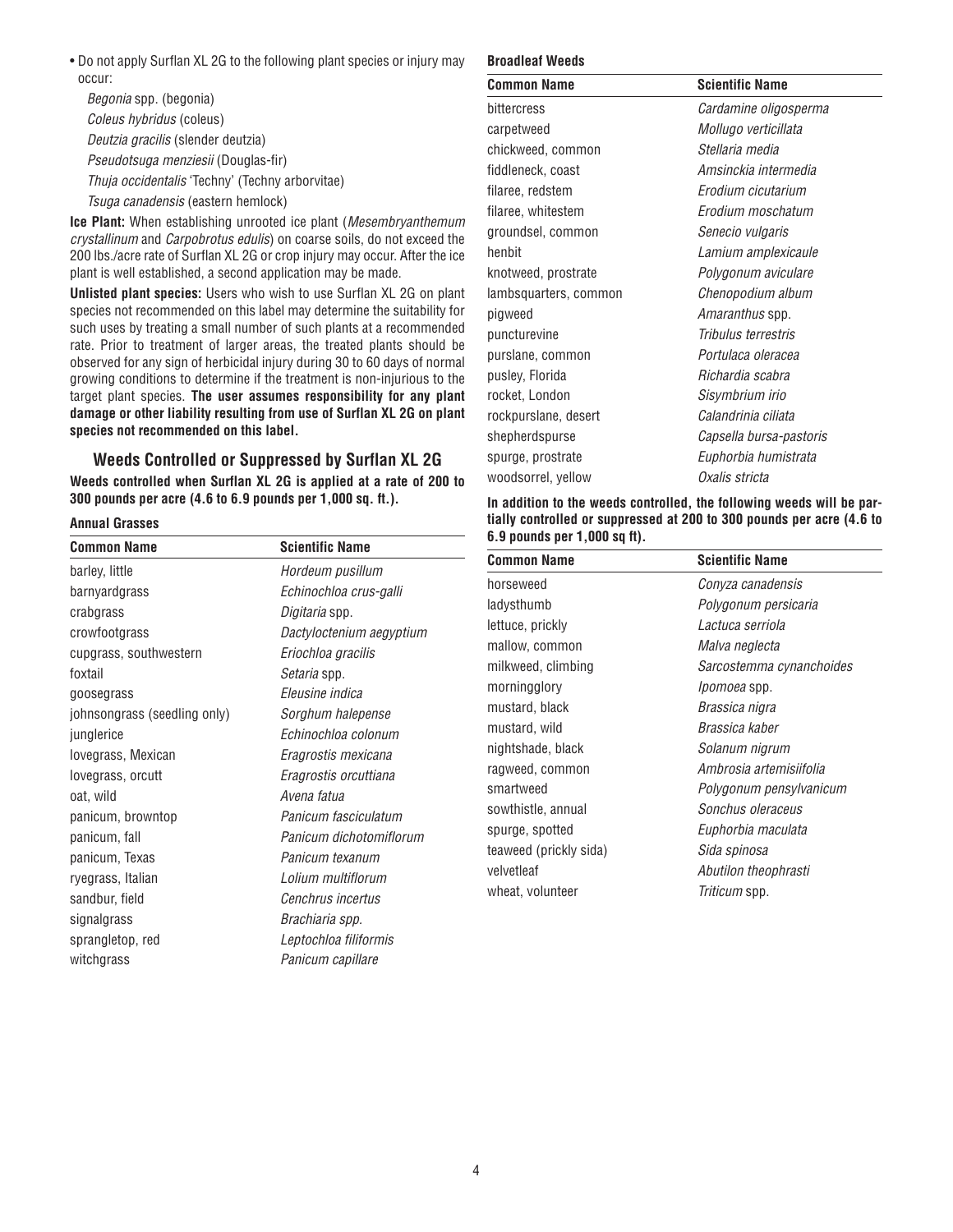- Do not apply Surflan XL 2G to the following plant species or injury may occur:

  *Begonia* spp. (begonia)
  *Coleus hybridus* (coleus)
  *Deutzia gracilis* (slender deutzia)
  *Pseudotsuga menziesii* (Douglas-fir)
  *Thuja occidentalis* 'Techny' (Techny arborvitae)
  *Tsuga canadensis* (eastern hemlock)

**Ice Plant:** When establishing unrooted ice plant (*Mesembryanthemum crystallinum* and *Carpobrotus edulis*) on coarse soils, do not exceed the 200 lbs./acre rate of Surflan XL 2G or crop injury may occur. After the ice plant is well established, a second application may be made.

**Unlisted plant species:** Users who wish to use Surflan XL 2G on plant species not recommended on this label may determine the suitability for such uses by treating a small number of such plants at a recommended rate. Prior to treatment of larger areas, the treated plants should be observed for any sign of herbicidal injury during 30 to 60 days of normal growing conditions to determine if the treatment is non-injurious to the target plant species. **The user assumes responsibility for any plant damage or other liability resulting from use of Surflan XL 2G on plant species not recommended on this label.**

## Weeds Controlled or Suppressed by Surflan XL 2G

**Weeds controlled when Surflan XL 2G is applied at a rate of 200 to 300 pounds per acre (4.6 to 6.9 pounds per 1,000 sq. ft.).**

**Annual Grasses**

| Common Name | Scientific Name |
|---|---|
| barley, little | *Hordeum pusillum* |
| barnyardgrass | *Echinochloa crus-galli* |
| crabgrass | *Digitaria* spp. |
| crowfootgrass | *Dactyloctenium aegyptium* |
| cupgrass, southwestern | *Eriochloa gracilis* |
| foxtail | *Setaria* spp. |
| goosegrass | *Eleusine indica* |
| johnsongrass (seedling only) | *Sorghum halepense* |
| junglerice | *Echinochloa colonum* |
| lovegrass, Mexican | *Eragrostis mexicana* |
| lovegrass, orcutt | *Eragrostis orcuttiana* |
| oat, wild | *Avena fatua* |
| panicum, browntop | *Panicum fasciculatum* |
| panicum, fall | *Panicum dichotomiflorum* |
| panicum, Texas | *Panicum texanum* |
| ryegrass, Italian | *Lolium multiflorum* |
| sandbur, field | *Cenchrus incertus* |
| signalgrass | *Brachiaria spp.* |
| sprangletop, red | *Leptochloa filiformis* |
| witchgrass | *Panicum capillare* |

**Broadleaf Weeds**

| Common Name | Scientific Name |
|---|---|
| bittercress | *Cardamine oligosperma* |
| carpetweed | *Mollugo verticillata* |
| chickweed, common | *Stellaria media* |
| fiddleneck, coast | *Amsinckia intermedia* |
| filaree, redstem | *Erodium cicutarium* |
| filaree, whitestem | *Erodium moschatum* |
| groundsel, common | *Senecio vulgaris* |
| henbit | *Lamium amplexicaule* |
| knotweed, prostrate | *Polygonum aviculare* |
| lambsquarters, common | *Chenopodium album* |
| pigweed | *Amaranthus* spp. |
| puncturevine | *Tribulus terrestris* |
| purslane, common | *Portulaca oleracea* |
| pusley, Florida | *Richardia scabra* |
| rocket, London | *Sisymbrium irio* |
| rockpurslane, desert | *Calandrinia ciliata* |
| shepherdspurse | *Capsella bursa-pastoris* |
| spurge, prostrate | *Euphorbia humistrata* |
| woodsorrel, yellow | *Oxalis stricta* |

**In addition to the weeds controlled, the following weeds will be partially controlled or suppressed at 200 to 300 pounds per acre (4.6 to 6.9 pounds per 1,000 sq ft).**

| Common Name | Scientific Name |
|---|---|
| horseweed | *Conyza canadensis* |
| ladysthumb | *Polygonum persicaria* |
| lettuce, prickly | *Lactuca serriola* |
| mallow, common | *Malva neglecta* |
| milkweed, climbing | *Sarcostemma cynanchoides* |
| morningglory | *Ipomoea* spp. |
| mustard, black | *Brassica nigra* |
| mustard, wild | *Brassica kaber* |
| nightshade, black | *Solanum nigrum* |
| ragweed, common | *Ambrosia artemisiifolia* |
| smartweed | *Polygonum pensylvanicum* |
| sowthistle, annual | *Sonchus oleraceus* |
| spurge, spotted | *Euphorbia maculata* |
| teaweed (prickly sida) | *Sida spinosa* |
| velvetleaf | *Abutilon theophrasti* |
| wheat, volunteer | *Triticum* spp. |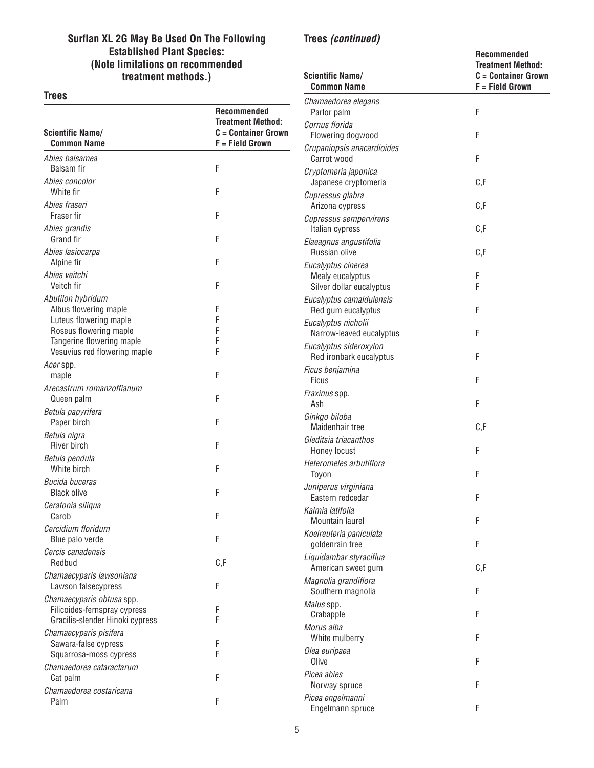### Surflan XL 2G May Be Used On The Following Established Plant Species: (Note limitations on recommended treatment methods.)

#### Trees

| Scientific Name/ Common Name | Recommended Treatment Method: C = Container Grown F = Field Grown |
|---|---|
| *Abies balsamea* | |
| Balsam fir | F |
| *Abies concolor* | |
| White fir | F |
| *Abies fraseri* | |
| Fraser fir | F |
| *Abies grandis* | |
| Grand fir | F |
| *Abies lasiocarpa* | |
| Alpine fir | F |
| *Abies veitchi* | |
| Veitch fir | F |
| *Abutilon hybridum* | |
| Albus flowering maple | F |
| Luteus flowering maple | F |
| Roseus flowering maple | F |
| Tangerine flowering maple | F |
| Vesuvius red flowering maple | F |
| *Acer* spp. | |
| maple | F |
| *Arecastrum romanzoffianum* | |
| Queen palm | F |
| *Betula papyrifera* | |
| Paper birch | F |
| *Betula nigra* | |
| River birch | F |
| *Betula pendula* | |
| White birch | F |
| *Bucida buceras* | |
| Black olive | F |
| *Ceratonia siliqua* | |
| Carob | F |
| *Cercidium floridum* | |
| Blue palo verde | F |
| *Cercis canadensis* | |
| Redbud | C,F |
| *Chamaecyparis lawsoniana* | |
| Lawson falsecypress | F |
| *Chamaecyparis obtusa* spp. | |
| Filicoides-fernspray cypress | F |
| Gracilis-slender Hinoki cypress | F |
| *Chamaecyparis pisifera* | |
| Sawara-false cypress | F |
| Squarrosa-moss cypress | F |
| *Chamaedorea cataractarum* | |
| Cat palm | F |
| *Chamaedorea costaricana* | |
| Palm | F |

#### Trees *(continued)*

| Scientific Name/ Common Name | Recommended Treatment Method: C = Container Grown F = Field Grown |
|---|---|
| *Chamaedorea elegans* | |
| Parlor palm | F |
| *Cornus florida* | |
| Flowering dogwood | F |
| *Crupaniopsis anacardioides* | |
| Carrot wood | F |
| *Cryptomeria japonica* | |
| Japanese cryptomeria | C,F |
| *Cupressus glabra* | |
| Arizona cypress | C,F |
| *Cupressus sempervirens* | |
| Italian cypress | C,F |
| *Elaeagnus angustifolia* | |
| Russian olive | C,F |
| *Eucalyptus cinerea* | |
| Mealy eucalyptus | F |
| Silver dollar eucalyptus | F |
| *Eucalyptus camaldulensis* | |
| Red gum eucalyptus | F |
| *Eucalyptus nicholii* | |
| Narrow-leaved eucalyptus | F |
| *Eucalyptus sideroxylon* | |
| Red ironbark eucalyptus | F |
| *Ficus benjamina* | |
| Ficus | F |
| *Fraxinus* spp. | |
| Ash | F |
| *Ginkgo biloba* | |
| Maidenhair tree | C,F |
| *Gleditsia triacanthos* | |
| Honey locust | F |
| *Heteromeles arbutiflora* | |
| Toyon | F |
| *Juniperus virginiana* | |
| Eastern redcedar | F |
| *Kalmia latifolia* | |
| Mountain laurel | F |
| *Koelreuteria paniculata* | |
| goldenrain tree | F |
| *Liquidambar styraciflua* | |
| American sweet gum | C,F |
| *Magnolia grandiflora* | |
| Southern magnolia | F |
| *Malus* spp. | |
| Crabapple | F |
| *Morus alba* | |
| White mulberry | F |
| *Olea euripaea* | |
| Olive | F |
| *Picea abies* | |
| Norway spruce | F |
| *Picea engelmanni* | |
| Engelmann spruce | F |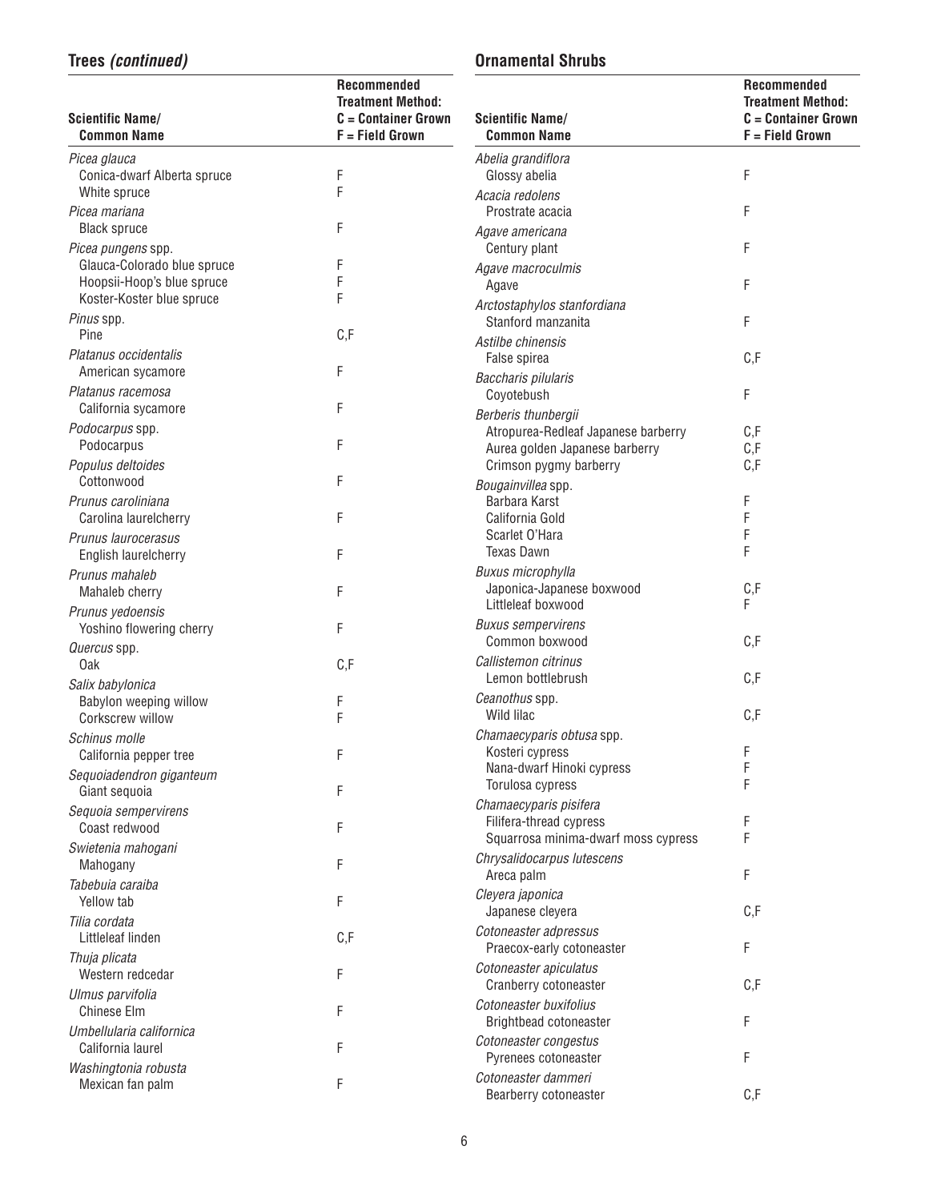## Trees *(continued)*

| Scientific Name/ Common Name | Recommended Treatment Method: C = Container Grown F = Field Grown |
|---|---|
| *Picea glauca* | |
| Conica-dwarf Alberta spruce | F |
| White spruce | F |
| *Picea mariana* | |
| Black spruce | F |
| *Picea pungens* spp. | |
| Glauca-Colorado blue spruce | F |
| Hoopsii-Hoop's blue spruce | F |
| Koster-Koster blue spruce | F |
| *Pinus* spp. | |
| Pine | C,F |
| *Platanus occidentalis* | |
| American sycamore | F |
| *Platanus racemosa* | |
| California sycamore | F |
| *Podocarpus* spp. | |
| Podocarpus | F |
| *Populus deltoides* | |
| Cottonwood | F |
| *Prunus caroliniana* | |
| Carolina laurelcherry | F |
| *Prunus laurocerasus* | |
| English laurelcherry | F |
| *Prunus mahaleb* | |
| Mahaleb cherry | F |
| *Prunus yedoensis* | |
| Yoshino flowering cherry | F |
| *Quercus* spp. | |
| Oak | C,F |
| *Salix babylonica* | |
| Babylon weeping willow | F |
| Corkscrew willow | F |
| *Schinus molle* | |
| California pepper tree | F |
| *Sequoiadendron giganteum* | |
| Giant sequoia | F |
| *Sequoia sempervirens* | |
| Coast redwood | F |
| *Swietenia mahogani* | |
| Mahogany | F |
| *Tabebuia caraiba* | |
| Yellow tab | F |
| *Tilia cordata* | |
| Littleleaf linden | C,F |
| *Thuja plicata* | |
| Western redcedar | F |
| *Ulmus parvifolia* | |
| Chinese Elm | F |
| *Umbellularia californica* | |
| California laurel | F |
| *Washingtonia robusta* | |
| Mexican fan palm | F |

## Ornamental Shrubs

| Scientific Name/ Common Name | Recommended Treatment Method: C = Container Grown F = Field Grown |
|---|---|
| *Abelia grandiflora* | |
| Glossy abelia | F |
| *Acacia redolens* | |
| Prostrate acacia | F |
| *Agave americana* | |
| Century plant | F |
| *Agave macroculmis* | |
| Agave | F |
| *Arctostaphylos stanfordiana* | |
| Stanford manzanita | F |
| *Astilbe chinensis* | |
| False spirea | C,F |
| *Baccharis pilularis* | |
| Coyotebush | F |
| *Berberis thunbergii* | |
| Atropurea-Redleaf Japanese barberry | C,F |
| Aurea golden Japanese barberry | C,F |
| Crimson pygmy barberry | C,F |
| *Bougainvillea* spp. | |
| Barbara Karst | F |
| California Gold | F |
| Scarlet O'Hara | F |
| Texas Dawn | F |
| *Buxus microphylla* | |
| Japonica-Japanese boxwood | C,F |
| Littleleaf boxwood | F |
| *Buxus sempervirens* | |
| Common boxwood | C,F |
| *Callistemon citrinus* | |
| Lemon bottlebrush | C,F |
| *Ceanothus* spp. | |
| Wild lilac | C,F |
| *Chamaecyparis obtusa* spp. | |
| Kosteri cypress | F |
| Nana-dwarf Hinoki cypress | F |
| Torulosa cypress | F |
| *Chamaecyparis pisifera* | |
| Filifera-thread cypress | F |
| Squarrosa minima-dwarf moss cypress | F |
| *Chrysalidocarpus lutescens* | |
| Areca palm | F |
| *Cleyera japonica* | |
| Japanese cleyera | C,F |
| *Cotoneaster adpressus* | |
| Praecox-early cotoneaster | F |
| *Cotoneaster apiculatus* | |
| Cranberry cotoneaster | C,F |
| *Cotoneaster buxifolius* | |
| Brightbead cotoneaster | F |
| *Cotoneaster congestus* | |
| Pyrenees cotoneaster | F |
| *Cotoneaster dammeri* | |
| Bearberry cotoneaster | C,F |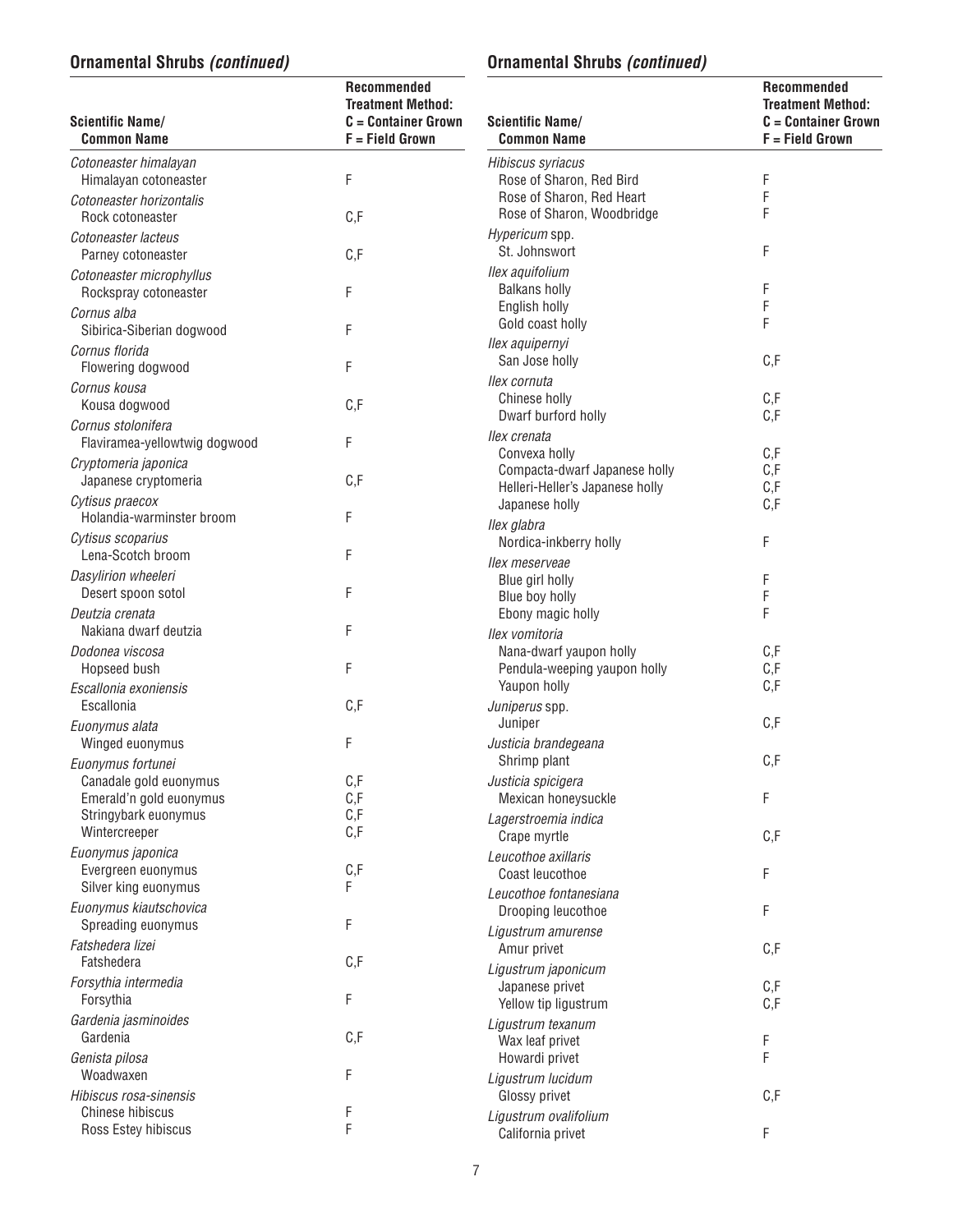## Ornamental Shrubs *(continued)*

| Scientific Name/ Common Name | Recommended Treatment Method: C = Container Grown F = Field Grown |
|---|---|
| *Cotoneaster himalayan* | |
| Himalayan cotoneaster | F |
| *Cotoneaster horizontalis* | |
| Rock cotoneaster | C,F |
| *Cotoneaster lacteus* | |
| Parney cotoneaster | C,F |
| *Cotoneaster microphyllus* | |
| Rockspray cotoneaster | F |
| *Cornus alba* | |
| Sibirica-Siberian dogwood | F |
| *Cornus florida* | |
| Flowering dogwood | F |
| *Cornus kousa* | |
| Kousa dogwood | C,F |
| *Cornus stolonifera* | |
| Flaviramea-yellowtwig dogwood | F |
| *Cryptomeria japonica* | |
| Japanese cryptomeria | C,F |
| *Cytisus praecox* | |
| Holandia-warminster broom | F |
| *Cytisus scoparius* | |
| Lena-Scotch broom | F |
| *Dasylirion wheeleri* | |
| Desert spoon sotol | F |
| *Deutzia crenata* | |
| Nakiana dwarf deutzia | F |
| *Dodonea viscosa* | |
| Hopseed bush | F |
| *Escallonia exoniensis* | |
| Escallonia | C,F |
| *Euonymus alata* | |
| Winged euonymus | F |
| *Euonymus fortunei* | |
| Canadale gold euonymus | C,F |
| Emerald'n gold euonymus | C,F |
| Stringybark euonymus | C,F |
| Wintercreeper | C,F |
| *Euonymus japonica* | |
| Evergreen euonymus | C,F |
| Silver king euonymus | F |
| *Euonymus kiautschovica* | |
| Spreading euonymus | F |
| *Fatshedera lizei* | |
| Fatshedera | C,F |
| *Forsythia intermedia* | |
| Forsythia | F |
| *Gardenia jasminoides* | |
| Gardenia | C,F |
| *Genista pilosa* | |
| Woadwaxen | F |
| *Hibiscus rosa-sinensis* | |
| Chinese hibiscus | F |
| Ross Estey hibiscus | F |

## Ornamental Shrubs *(continued)*

| Scientific Name/ Common Name | Recommended Treatment Method: C = Container Grown F = Field Grown |
|---|---|
| *Hibiscus syriacus* | |
| Rose of Sharon, Red Bird | F |
| Rose of Sharon, Red Heart | F |
| Rose of Sharon, Woodbridge | F |
| *Hypericum* spp. | |
| St. Johnswort | F |
| *Ilex aquifolium* | |
| Balkans holly | F |
| English holly | F |
| Gold coast holly | F |
| *Ilex aquipernyi* | |
| San Jose holly | C,F |
| *Ilex cornuta* | |
| Chinese holly | C,F |
| Dwarf burford holly | C,F |
| *Ilex crenata* | |
| Convexa holly | C,F |
| Compacta-dwarf Japanese holly | C,F |
| Helleri-Heller's Japanese holly | C,F |
| Japanese holly | C,F |
| *Ilex glabra* | |
| Nordica-inkberry holly | F |
| *Ilex meserveae* | |
| Blue girl holly | F |
| Blue boy holly | F |
| Ebony magic holly | F |
| *Ilex vomitoria* | |
| Nana-dwarf yaupon holly | C,F |
| Pendula-weeping yaupon holly | C,F |
| Yaupon holly | C,F |
| *Juniperus* spp. | |
| Juniper | C,F |
| *Justicia brandegeana* | |
| Shrimp plant | C,F |
| *Justicia spicigera* | |
| Mexican honeysuckle | F |
| *Lagerstroemia indica* | |
| Crape myrtle | C,F |
| *Leucothoe axillaris* | |
| Coast leucothoe | F |
| *Leucothoe fontanesiana* | |
| Drooping leucothoe | F |
| *Ligustrum amurense* | |
| Amur privet | C,F |
| *Ligustrum japonicum* | |
| Japanese privet | C,F |
| Yellow tip ligustrum | C,F |
| *Ligustrum texanum* | |
| Wax leaf privet | F |
| Howardi privet | F |
| *Ligustrum lucidum* | |
| Glossy privet | C,F |
| *Ligustrum ovalifolium* | |
| California privet | F |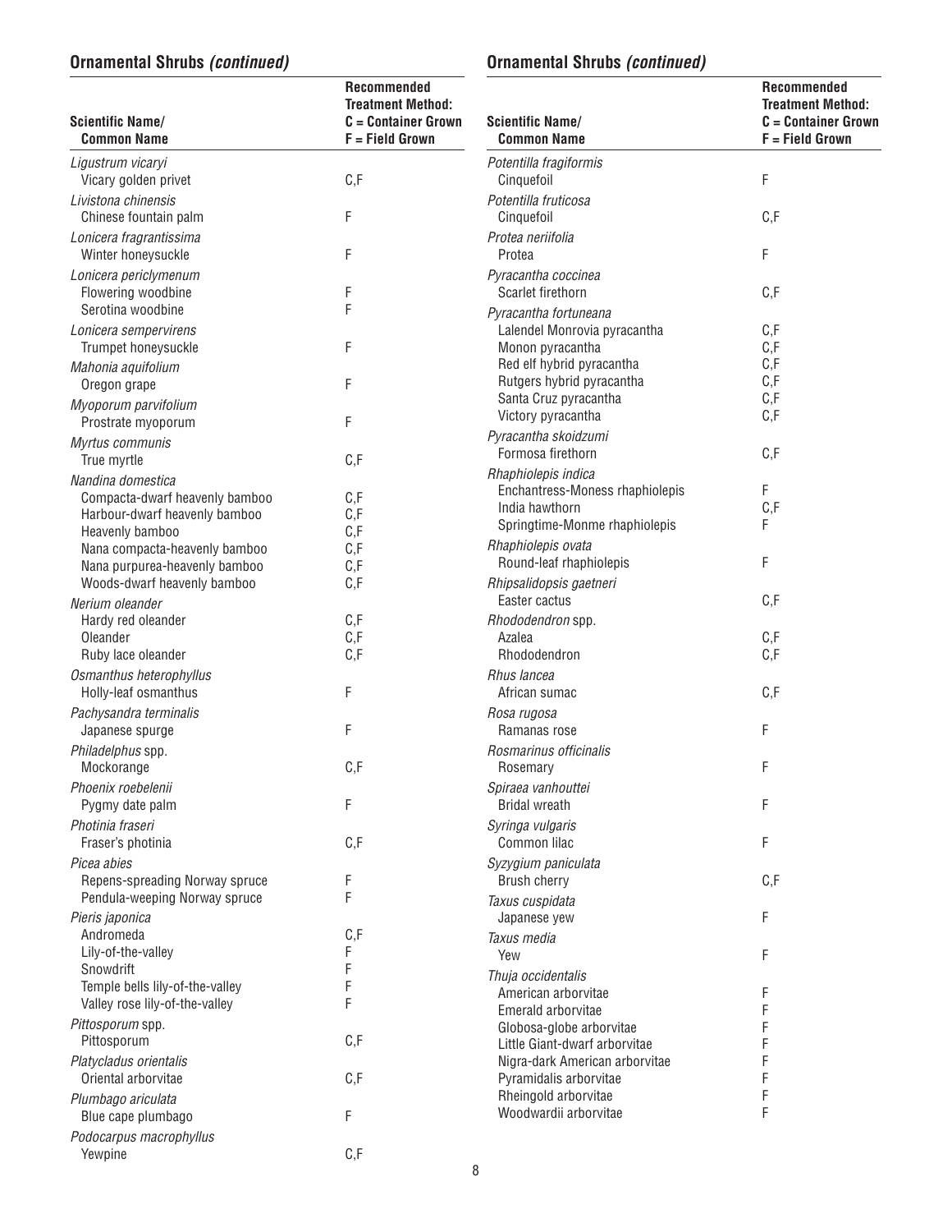## Ornamental Shrubs *(continued)*

| Scientific Name/ Common Name | Recommended Treatment Method: C = Container Grown F = Field Grown |
|---|---|
| *Ligustrum vicaryi* | |
| Vicary golden privet | C,F |
| *Livistona chinensis* | |
| Chinese fountain palm | F |
| *Lonicera fragrantissima* | |
| Winter honeysuckle | F |
| *Lonicera periclymenum* | |
| Flowering woodbine | F |
| Serotina woodbine | F |
| *Lonicera sempervirens* | |
| Trumpet honeysuckle | F |
| *Mahonia aquifolium* | |
| Oregon grape | F |
| *Myoporum parvifolium* | |
| Prostrate myoporum | F |
| *Myrtus communis* | |
| True myrtle | C,F |
| *Nandina domestica* | |
| Compacta-dwarf heavenly bamboo | C,F |
| Harbour-dwarf heavenly bamboo | C,F |
| Heavenly bamboo | C,F |
| Nana compacta-heavenly bamboo | C,F |
| Nana purpurea-heavenly bamboo | C,F |
| Woods-dwarf heavenly bamboo | C,F |
| *Nerium oleander* | |
| Hardy red oleander | C,F |
| Oleander | C,F |
| Ruby lace oleander | C,F |
| *Osmanthus heterophyllus* | |
| Holly-leaf osmanthus | F |
| *Pachysandra terminalis* | |
| Japanese spurge | F |
| *Philadelphus* spp. | |
| Mockorange | C,F |
| *Phoenix roebelenii* | |
| Pygmy date palm | F |
| *Photinia fraseri* | |
| Fraser's photinia | C,F |
| *Picea abies* | |
| Repens-spreading Norway spruce | F |
| Pendula-weeping Norway spruce | F |
| *Pieris japonica* | |
| Andromeda | C,F |
| Lily-of-the-valley | F |
| Snowdrift | F |
| Temple bells lily-of-the-valley | F |
| Valley rose lily-of-the-valley | F |
| *Pittosporum* spp. | |
| Pittosporum | C,F |
| *Platycladus orientalis* | |
| Oriental arborvitae | C,F |
| *Plumbago ariculata* | |
| Blue cape plumbago | F |
| *Podocarpus macrophyllus* | |
| Yewpine | C,F |

## Ornamental Shrubs *(continued)*

| Scientific Name/ Common Name | Recommended Treatment Method: C = Container Grown F = Field Grown |
|---|---|
| *Potentilla fragiformis* | |
| Cinquefoil | F |
| *Potentilla fruticosa* | |
| Cinquefoil | C,F |
| *Protea neriifolia* | |
| Protea | F |
| *Pyracantha coccinea* | |
| Scarlet firethorn | C,F |
| *Pyracantha fortuneana* | |
| Lalendel Monrovia pyracantha | C,F |
| Monon pyracantha | C,F |
| Red elf hybrid pyracantha | C,F |
| Rutgers hybrid pyracantha | C,F |
| Santa Cruz pyracantha | C,F |
| Victory pyracantha | C,F |
| *Pyracantha skoidzumi* | |
| Formosa firethorn | C,F |
| *Rhaphiolepis indica* | |
| Enchantress-Moness rhaphiolepis | F |
| India hawthorn | C,F |
| Springtime-Monme rhaphiolepis | F |
| *Rhaphiolepis ovata* | |
| Round-leaf rhaphiolepis | F |
| *Rhipsalidopsis gaetneri* | |
| Easter cactus | C,F |
| *Rhododendron* spp. | |
| Azalea | C,F |
| Rhododendron | C,F |
| *Rhus lancea* | |
| African sumac | C,F |
| *Rosa rugosa* | |
| Ramanas rose | F |
| *Rosmarinus officinalis* | |
| Rosemary | F |
| *Spiraea vanhouttei* | |
| Bridal wreath | F |
| *Syringa vulgaris* | |
| Common lilac | F |
| *Syzygium paniculata* | |
| Brush cherry | C,F |
| *Taxus cuspidata* | |
| Japanese yew | F |
| *Taxus media* | |
| Yew | F |
| *Thuja occidentalis* | |
| American arborvitae | F |
| Emerald arborvitae | F |
| Globosa-globe arborvitae | F |
| Little Giant-dwarf arborvitae | F |
| Nigra-dark American arborvitae | F |
| Pyramidalis arborvitae | F |
| Rheingold arborvitae | F |
| Woodwardii arborvitae | F |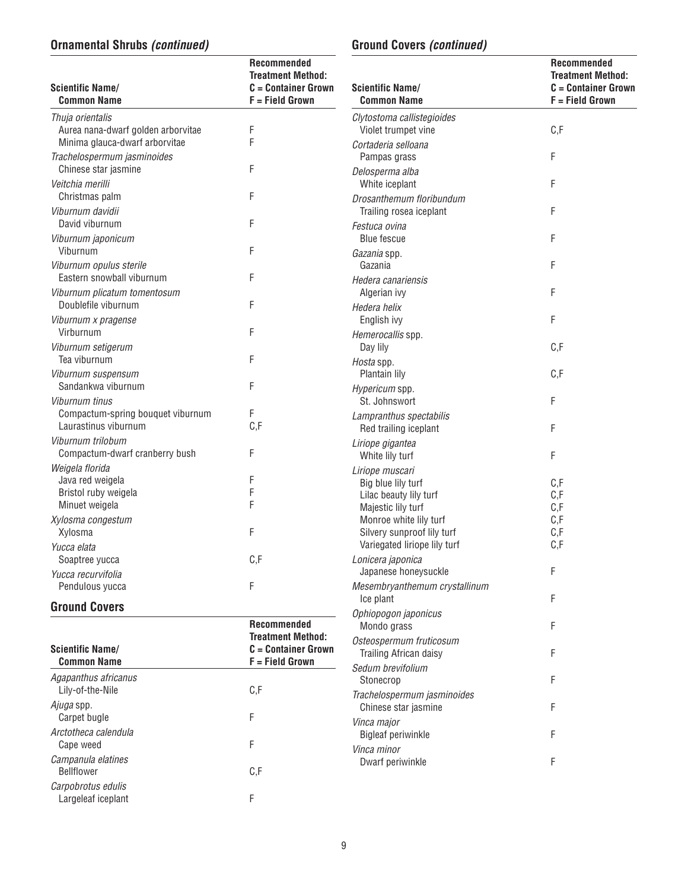## Ornamental Shrubs *(continued)*

| Scientific Name/ Common Name | Recommended Treatment Method: C = Container Grown F = Field Grown |
|---|---|
| *Thuja orientalis* | |
| Aurea nana-dwarf golden arborvitae | F |
| Minima glauca-dwarf arborvitae | F |
| *Trachelospermum jasminoides* | |
| Chinese star jasmine | F |
| *Veitchia merilli* | |
| Christmas palm | F |
| *Viburnum davidii* | |
| David viburnum | F |
| *Viburnum japonicum* | |
| Viburnum | F |
| *Viburnum opulus sterile* | |
| Eastern snowball viburnum | F |
| *Viburnum plicatum tomentosum* | |
| Doublefile viburnum | F |
| *Viburnum x pragense* | |
| Virburnum | F |
| *Viburnum setigerum* | |
| Tea viburnum | F |
| *Viburnum suspensum* | |
| Sandankwa viburnum | F |
| *Viburnum tinus* | |
| Compactum-spring bouquet viburnum | F |
| Laurastinus viburnum | C,F |
| *Viburnum trilobum* | |
| Compactum-dwarf cranberry bush | F |
| *Weigela florida* | |
| Java red weigela | F |
| Bristol ruby weigela | F |
| Minuet weigela | F |
| *Xylosma congestum* | |
| Xylosma | F |
| *Yucca elata* | |
| Soaptree yucca | C,F |
| *Yucca recurvifolia* | |
| Pendulous yucca | F |

## Ground Covers

| Scientific Name/ Common Name | Recommended Treatment Method: C = Container Grown F = Field Grown |
|---|---|
| *Agapanthus africanus* | |
| Lily-of-the-Nile | C,F |
| *Ajuga* spp. | |
| Carpet bugle | F |
| *Arctotheca calendula* | |
| Cape weed | F |
| *Campanula elatines* | |
| Bellflower | C,F |
| *Carpobrotus edulis* | |
| Largeleaf iceplant | F |
| *Clytostoma callistegioides* | |
| Violet trumpet vine | C,F |
| *Cortaderia selloana* | |
| Pampas grass | F |
| *Delosperma alba* | |
| White iceplant | F |
| *Drosanthemum floribundum* | |
| Trailing rosea iceplant | F |
| *Festuca ovina* | |
| Blue fescue | F |
| *Gazania* spp. | |
| Gazania | F |
| *Hedera canariensis* | |
| Algerian ivy | F |
| *Hedera helix* | |
| English ivy | F |
| *Hemerocallis* spp. | |
| Day lily | C,F |
| *Hosta* spp. | |
| Plantain lily | C,F |
| *Hypericum* spp. | |
| St. Johnswort | F |
| *Lampranthus spectabilis* | |
| Red trailing iceplant | F |
| *Liriope gigantea* | |
| White lily turf | F |
| *Liriope muscari* | |
| Big blue lily turf | C,F |
| Lilac beauty lily turf | C,F |
| Majestic lily turf | C,F |
| Monroe white lily turf | C,F |
| Silvery sunproof lily turf | C,F |
| Variegated liriope lily turf | C,F |
| *Lonicera japonica* | |
| Japanese honeysuckle | F |
| *Mesembryanthemum crystallinum* | |
| Ice plant | F |
| *Ophiopogon japonicus* | |
| Mondo grass | F |
| *Osteospermum fruticosum* | |
| Trailing African daisy | F |
| *Sedum brevifolium* | |
| Stonecrop | F |
| *Trachelospermum jasminoides* | |
| Chinese star jasmine | F |
| *Vinca major* | |
| Bigleaf periwinkle | F |
| *Vinca minor* | |
| Dwarf periwinkle | F |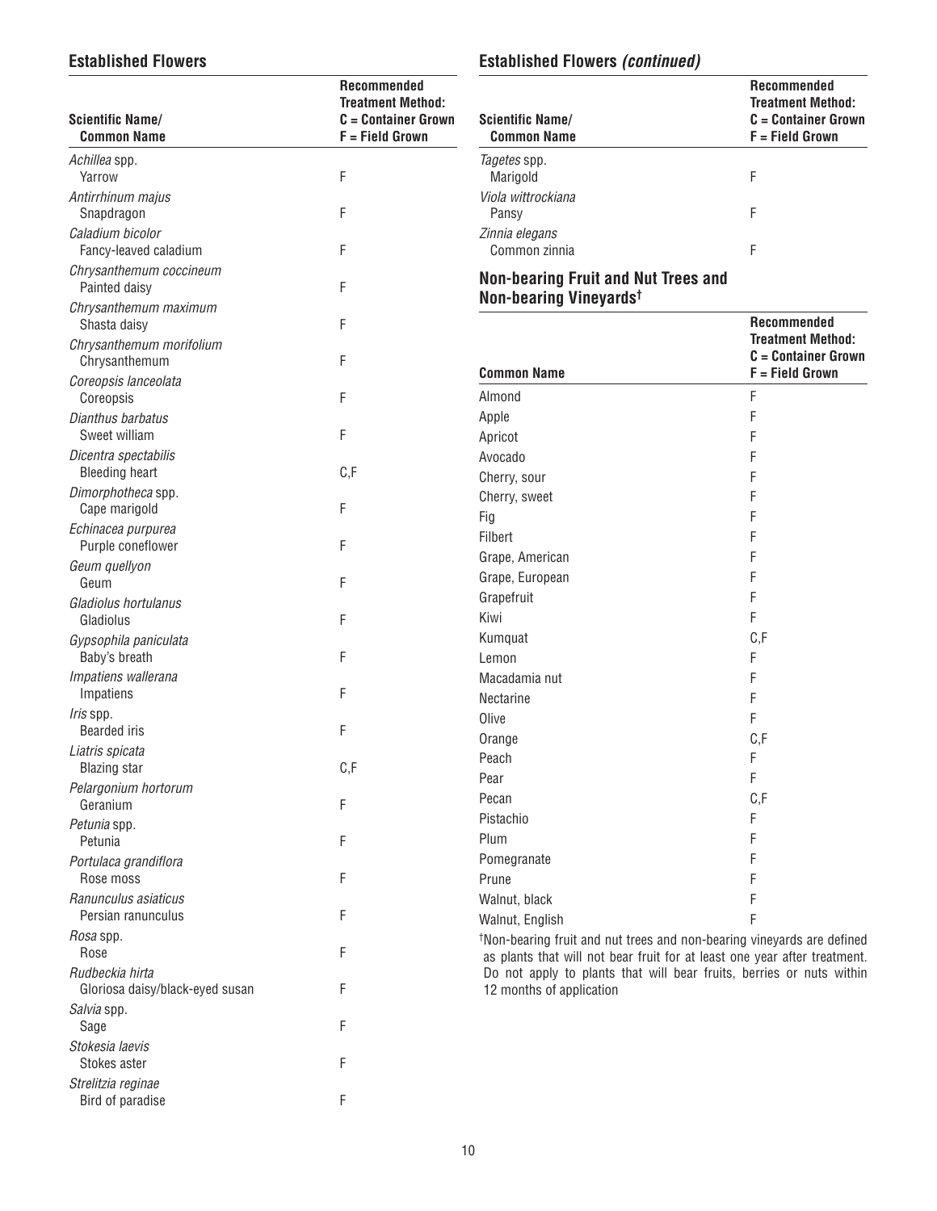## Established Flowers

| Scientific Name/ Common Name | Recommended Treatment Method: C = Container Grown F = Field Grown |
|---|---|
| *Achillea* spp. Yarrow | F |
| *Antirrhinum majus* Snapdragon | F |
| *Caladium bicolor* Fancy-leaved caladium | F |
| *Chrysanthemum coccineum* Painted daisy | F |
| *Chrysanthemum maximum* Shasta daisy | F |
| *Chrysanthemum morifolium* Chrysanthemum | F |
| *Coreopsis lanceolata* Coreopsis | F |
| *Dianthus barbatus* Sweet william | F |
| *Dicentra spectabilis* Bleeding heart | C,F |
| *Dimorphotheca* spp. Cape marigold | F |
| *Echinacea purpurea* Purple coneflower | F |
| *Geum quellyon* Geum | F |
| *Gladiolus hortulanus* Gladiolus | F |
| *Gypsophila paniculata* Baby's breath | F |
| *Impatiens wallerana* Impatiens | F |
| *Iris* spp. Bearded iris | F |
| *Liatris spicata* Blazing star | C,F |
| *Pelargonium hortorum* Geranium | F |
| *Petunia* spp. Petunia | F |
| *Portulaca grandiflora* Rose moss | F |
| *Ranunculus asiaticus* Persian ranunculus | F |
| *Rosa* spp. Rose | F |
| *Rudbeckia hirta* Gloriosa daisy/black-eyed susan | F |
| *Salvia* spp. Sage | F |
| *Stokesia laevis* Stokes aster | F |
| *Strelitzia reginae* Bird of paradise | F |
| *Tagetes* spp. Marigold | F |
| *Viola wittrockiana* Pansy | F |
| *Zinnia elegans* Common zinnia | F |

## Non-bearing Fruit and Nut Trees and Non-bearing Vineyards†

| Common Name | Recommended Treatment Method: C = Container Grown F = Field Grown |
|---|---|
| Almond | F |
| Apple | F |
| Apricot | F |
| Avocado | F |
| Cherry, sour | F |
| Cherry, sweet | F |
| Fig | F |
| Filbert | F |
| Grape, American | F |
| Grape, European | F |
| Grapefruit | F |
| Kiwi | F |
| Kumquat | C,F |
| Lemon | F |
| Macadamia nut | F |
| Nectarine | F |
| Olive | F |
| Orange | C,F |
| Peach | F |
| Pear | F |
| Pecan | C,F |
| Pistachio | F |
| Plum | F |
| Pomegranate | F |
| Prune | F |
| Walnut, black | F |
| Walnut, English | F |

†Non-bearing fruit and nut trees and non-bearing vineyards are defined as plants that will not bear fruit for at least one year after treatment. Do not apply to plants that will bear fruits, berries or nuts within 12 months of application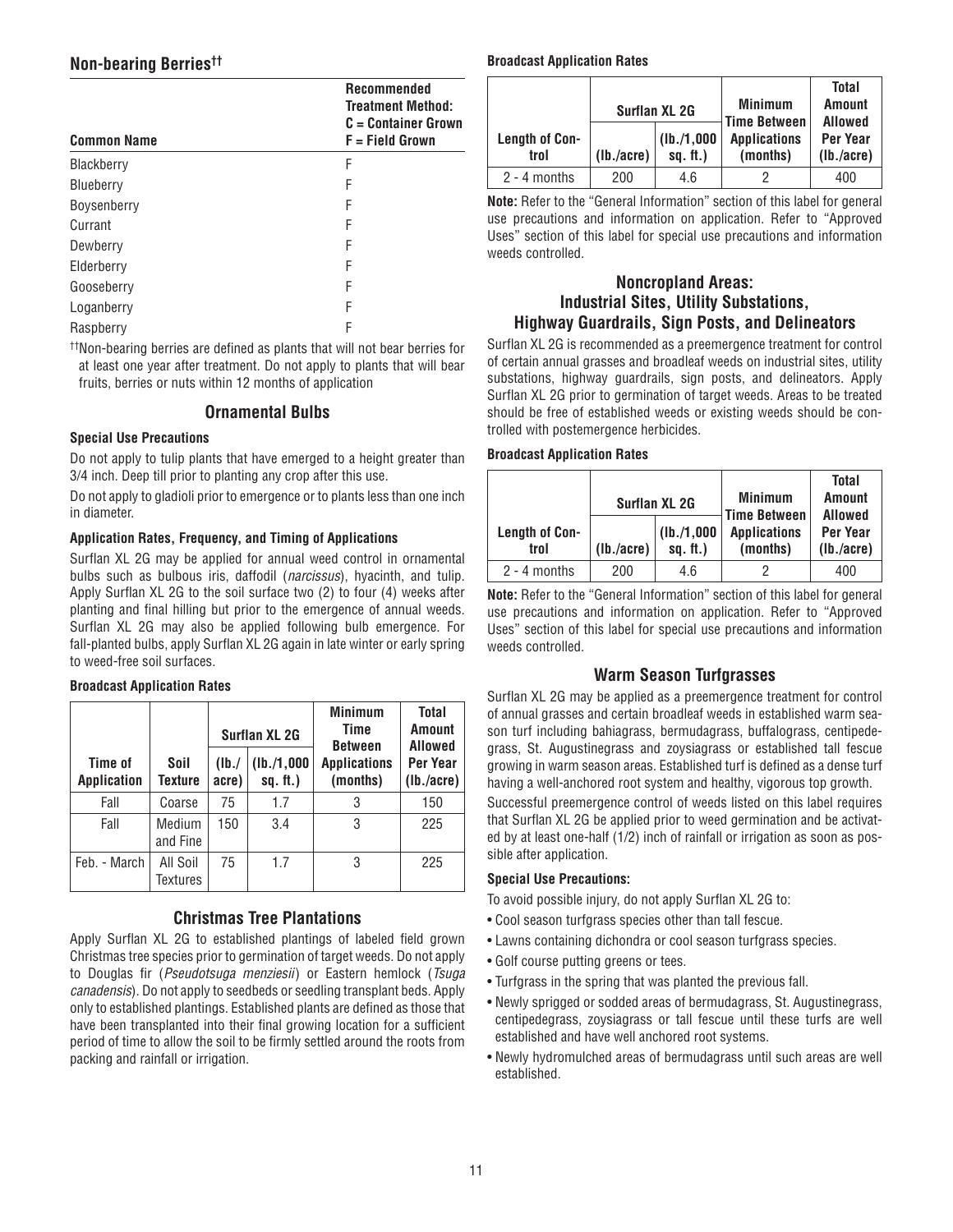## Non-bearing Berries[††]

| Common Name | Recommended Treatment Method: C = Container Grown F = Field Grown |
|---|---|
| Blackberry | F |
| Blueberry | F |
| Boysenberry | F |
| Currant | F |
| Dewberry | F |
| Elderberry | F |
| Gooseberry | F |
| Loganberry | F |
| Raspberry | F |

[††]Non-bearing berries are defined as plants that will not bear berries for at least one year after treatment. Do not apply to plants that will bear fruits, berries or nuts within 12 months of application

## Ornamental Bulbs

### Special Use Precautions

Do not apply to tulip plants that have emerged to a height greater than 3/4 inch. Deep till prior to planting any crop after this use.

Do not apply to gladioli prior to emergence or to plants less than one inch in diameter.

### Application Rates, Frequency, and Timing of Applications

Surflan XL 2G may be applied for annual weed control in ornamental bulbs such as bulbous iris, daffodil (*narcissus*), hyacinth, and tulip. Apply Surflan XL 2G to the soil surface two (2) to four (4) weeks after planting and final hilling but prior to the emergence of annual weeds. Surflan XL 2G may also be applied following bulb emergence. For fall-planted bulbs, apply Surflan XL 2G again in late winter or early spring to weed-free soil surfaces.

### Broadcast Application Rates

| Time of Application | Soil Texture | Surflan XL 2G (lb./acre) | Surflan XL 2G (lb./1,000 sq. ft.) | Minimum Time Between Applications (months) | Total Amount Allowed Per Year (lb./acre) |
|---|---|---|---|---|---|
| Fall | Coarse | 75 | 1.7 | 3 | 150 |
| Fall | Medium and Fine | 150 | 3.4 | 3 | 225 |
| Feb. - March | All Soil Textures | 75 | 1.7 | 3 | 225 |

## Christmas Tree Plantations

Apply Surflan XL 2G to established plantings of labeled field grown Christmas tree species prior to germination of target weeds. Do not apply to Douglas fir (*Pseudotsuga menziesii*) or Eastern hemlock (*Tsuga canadensis*). Do not apply to seedbeds or seedling transplant beds. Apply only to established plantings. Established plants are defined as those that have been transplanted into their final growing location for a sufficient period of time to allow the soil to be firmly settled around the roots from packing and rainfall or irrigation.

### Broadcast Application Rates

| Length of Control | Surflan XL 2G (lb./acre) | Surflan XL 2G (lb./1,000 sq. ft.) | Minimum Time Between Applications (months) | Total Amount Allowed Per Year (lb./acre) |
|---|---|---|---|---|
| 2 - 4 months | 200 | 4.6 | 2 | 400 |

**Note:** Refer to the "General Information" section of this label for general use precautions and information on application. Refer to "Approved Uses" section of this label for special use precautions and information weeds controlled.

## Noncropland Areas: Industrial Sites, Utility Substations, Highway Guardrails, Sign Posts, and Delineators

Surflan XL 2G is recommended as a preemergence treatment for control of certain annual grasses and broadleaf weeds on industrial sites, utility substations, highway guardrails, sign posts, and delineators. Apply Surflan XL 2G prior to germination of target weeds. Areas to be treated should be free of established weeds or existing weeds should be controlled with postemergence herbicides.

### Broadcast Application Rates

| Length of Control | Surflan XL 2G (lb./acre) | Surflan XL 2G (lb./1,000 sq. ft.) | Minimum Time Between Applications (months) | Total Amount Allowed Per Year (lb./acre) |
|---|---|---|---|---|
| 2 - 4 months | 200 | 4.6 | 2 | 400 |

**Note:** Refer to the "General Information" section of this label for general use precautions and information on application. Refer to "Approved Uses" section of this label for special use precautions and information weeds controlled.

## Warm Season Turfgrasses

Surflan XL 2G may be applied as a preemergence treatment for control of annual grasses and certain broadleaf weeds in established warm season turf including bahiagrass, bermudagrass, buffalograss, centipedegrass, St. Augustinegrass and zoysiagrass or established tall fescue growing in warm season areas. Established turf is defined as a dense turf having a well-anchored root system and healthy, vigorous top growth.

Successful preemergence control of weeds listed on this label requires that Surflan XL 2G be applied prior to weed germination and be activated by at least one-half (1/2) inch of rainfall or irrigation as soon as possible after application.

### Special Use Precautions:

To avoid possible injury, do not apply Surflan XL 2G to:

- Cool season turfgrass species other than tall fescue.
- Lawns containing dichondra or cool season turfgrass species.
- Golf course putting greens or tees.
- Turfgrass in the spring that was planted the previous fall.
- Newly sprigged or sodded areas of bermudagrass, St. Augustinegrass, centipedegrass, zoysiagrass or tall fescue until these turfs are well established and have well anchored root systems.
- Newly hydromulched areas of bermudagrass until such areas are well established.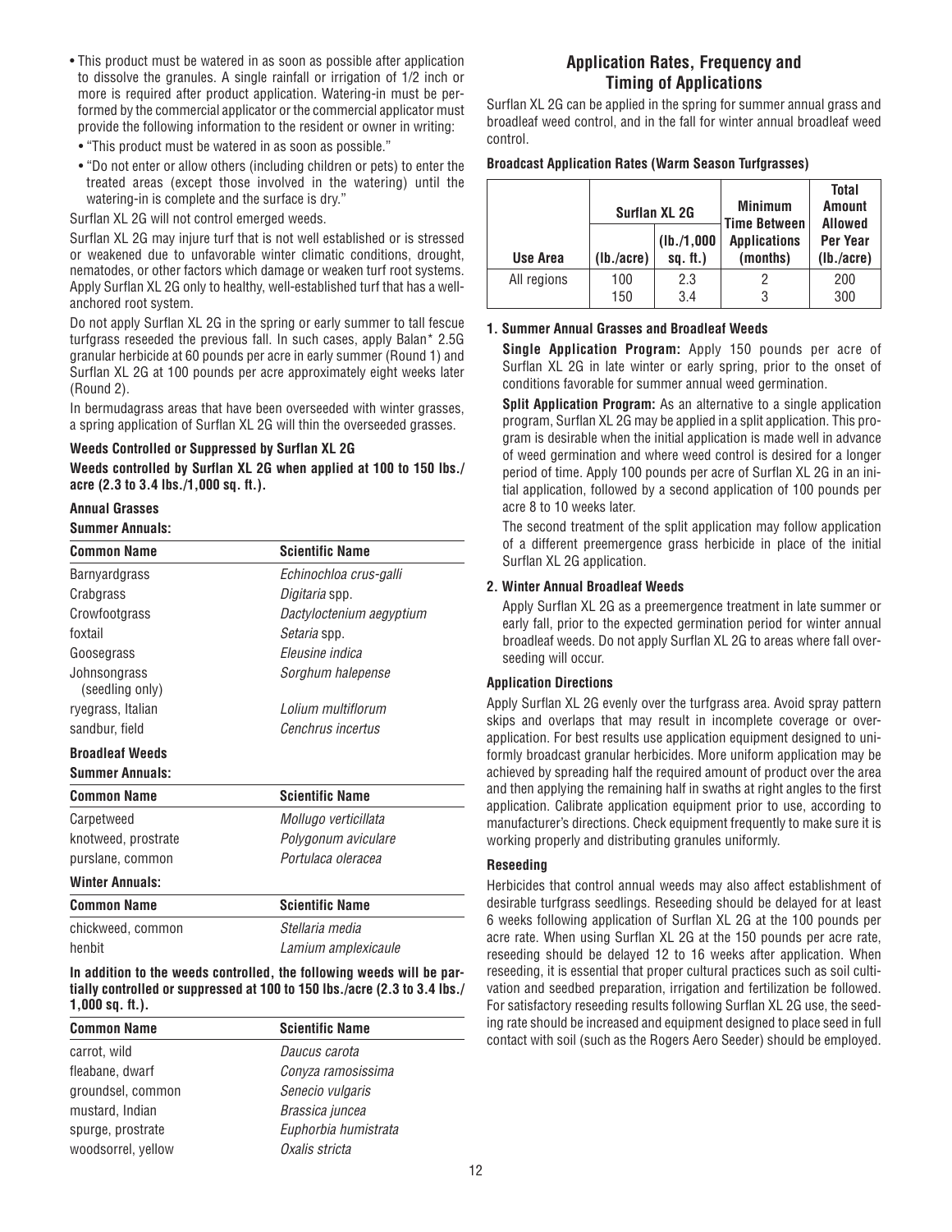- This product must be watered in as soon as possible after application to dissolve the granules. A single rainfall or irrigation of 1/2 inch or more is required after product application. Watering-in must be performed by the commercial applicator or the commercial applicator must provide the following information to the resident or owner in writing:
  - "This product must be watered in as soon as possible."
  - "Do not enter or allow others (including children or pets) to enter the treated areas (except those involved in the watering) until the watering-in is complete and the surface is dry."

Surflan XL 2G will not control emerged weeds.

Surflan XL 2G may injure turf that is not well established or is stressed or weakened due to unfavorable winter climatic conditions, drought, nematodes, or other factors which damage or weaken turf root systems. Apply Surflan XL 2G only to healthy, well-established turf that has a well-anchored root system.

Do not apply Surflan XL 2G in the spring or early summer to tall fescue turfgrass reseeded the previous fall. In such cases, apply Balan* 2.5G granular herbicide at 60 pounds per acre in early summer (Round 1) and Surflan XL 2G at 100 pounds per acre approximately eight weeks later (Round 2).

In bermudagrass areas that have been overseeded with winter grasses, a spring application of Surflan XL 2G will thin the overseeded grasses.

### Weeds Controlled or Suppressed by Surflan XL 2G

**Weeds controlled by Surflan XL 2G when applied at 100 to 150 lbs./acre (2.3 to 3.4 lbs./1,000 sq. ft.).**

#### Annual Grasses

**Summer Annuals:**

| Common Name | Scientific Name |
|---|---|
| Barnyardgrass | *Echinochloa crus-galli* |
| Crabgrass | *Digitaria* spp. |
| Crowfootgrass | *Dactyloctenium aegyptium* |
| foxtail | *Setaria* spp. |
| Goosegrass | *Eleusine indica* |
| Johnsongrass (seedling only) | *Sorghum halepense* |
| ryegrass, Italian | *Lolium multiflorum* |
| sandbur, field | *Cenchrus incertus* |

#### Broadleaf Weeds

**Summer Annuals:**

| Common Name | Scientific Name |
|---|---|
| Carpetweed | *Mollugo verticillata* |
| knotweed, prostrate | *Polygonum aviculare* |
| purslane, common | *Portulaca oleracea* |

**Winter Annuals:**

| Common Name | Scientific Name |
|---|---|
| chickweed, common | *Stellaria media* |
| henbit | *Lamium amplexicaule* |

**In addition to the weeds controlled, the following weeds will be partially controlled or suppressed at 100 to 150 lbs./acre (2.3 to 3.4 lbs./1,000 sq. ft.).**

| Common Name | Scientific Name |
|---|---|
| carrot, wild | *Daucus carota* |
| fleabane, dwarf | *Conyza ramosissima* |
| groundsel, common | *Senecio vulgaris* |
| mustard, Indian | *Brassica juncea* |
| spurge, prostrate | *Euphorbia humistrata* |
| woodsorrel, yellow | *Oxalis stricta* |

## Application Rates, Frequency and Timing of Applications

Surflan XL 2G can be applied in the spring for summer annual grass and broadleaf weed control, and in the fall for winter annual broadleaf weed control.

**Broadcast Application Rates (Warm Season Turfgrasses)**

| | Surflan XL 2G | | Minimum Time Between | Total Amount Allowed |
|---|---|---|---|---|
| Use Area | (lb./acre) | (lb./1,000 sq. ft.) | Applications (months) | Per Year (lb./acre) |
| All regions | 100 | 2.3 | 2 | 200 |
| | 150 | 3.4 | 3 | 300 |

**1. Summer Annual Grasses and Broadleaf Weeds**

**Single Application Program:** Apply 150 pounds per acre of Surflan XL 2G in late winter or early spring, prior to the onset of conditions favorable for summer annual weed germination.

**Split Application Program:** As an alternative to a single application program, Surflan XL 2G may be applied in a split application. This program is desirable when the initial application is made well in advance of weed germination and where weed control is desired for a longer period of time. Apply 100 pounds per acre of Surflan XL 2G in an initial application, followed by a second application of 100 pounds per acre 8 to 10 weeks later.

The second treatment of the split application may follow application of a different preemergence grass herbicide in place of the initial Surflan XL 2G application.

**2. Winter Annual Broadleaf Weeds**

Apply Surflan XL 2G as a preemergence treatment in late summer or early fall, prior to the expected germination period for winter annual broadleaf weeds. Do not apply Surflan XL 2G to areas where fall overseeding will occur.

### Application Directions

Apply Surflan XL 2G evenly over the turfgrass area. Avoid spray pattern skips and overlaps that may result in incomplete coverage or overapplication. For best results use application equipment designed to uniformly broadcast granular herbicides. More uniform application may be achieved by spreading half the required amount of product over the area and then applying the remaining half in swaths at right angles to the first application. Calibrate application equipment prior to use, according to manufacturer's directions. Check equipment frequently to make sure it is working properly and distributing granules uniformly.

### Reseeding

Herbicides that control annual weeds may also affect establishment of desirable turfgrass seedlings. Reseeding should be delayed for at least 6 weeks following application of Surflan XL 2G at the 100 pounds per acre rate. When using Surflan XL 2G at the 150 pounds per acre rate, reseeding should be delayed 12 to 16 weeks after application. When reseeding, it is essential that proper cultural practices such as soil cultivation and seedbed preparation, irrigation and fertilization be followed. For satisfactory reseeding results following Surflan XL 2G use, the seeding rate should be increased and equipment designed to place seed in full contact with soil (such as the Rogers Aero Seeder) should be employed.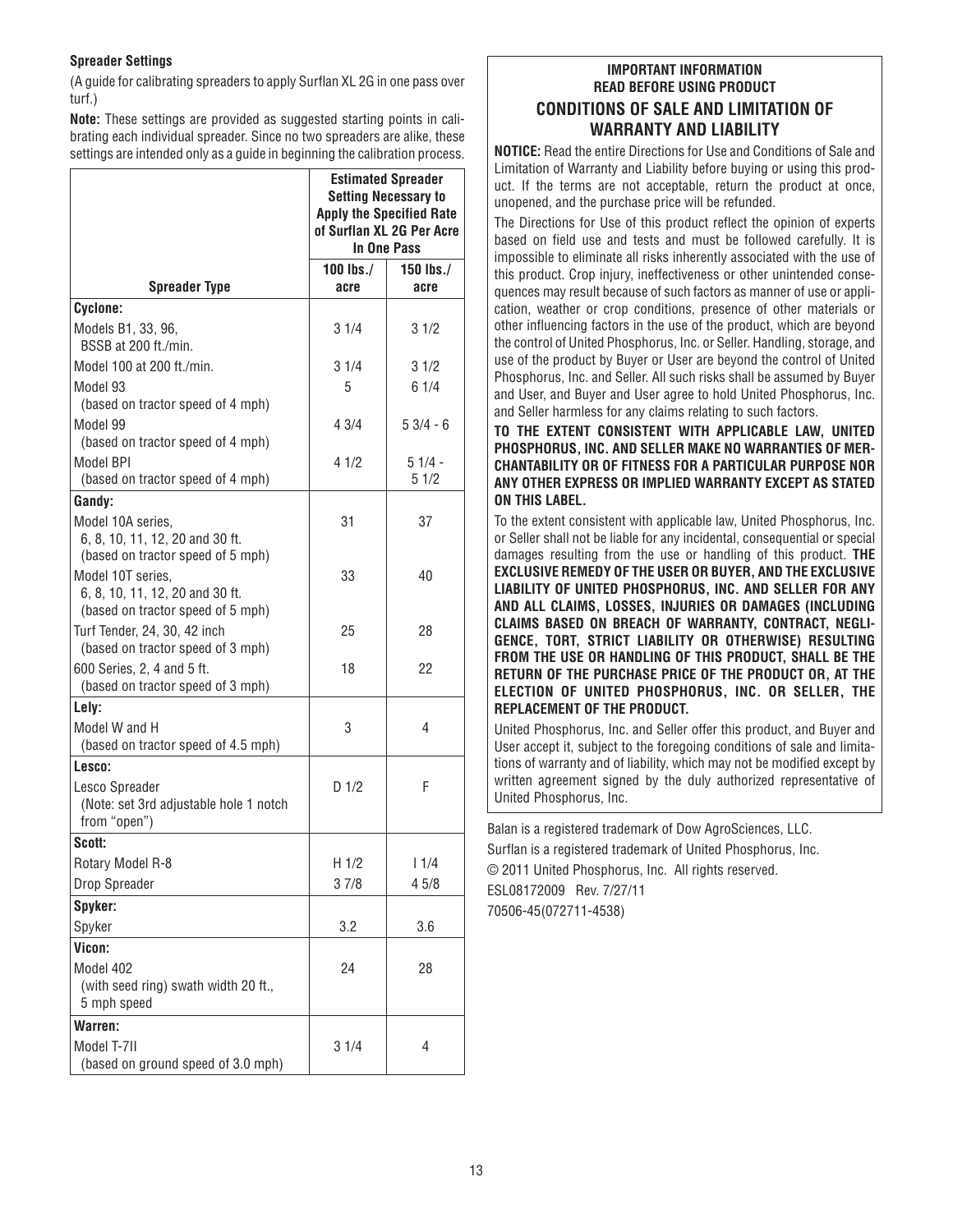### Spreader Settings

(A guide for calibrating spreaders to apply Surflan XL 2G in one pass over turf.)

**Note:** These settings are provided as suggested starting points in calibrating each individual spreader. Since no two spreaders are alike, these settings are intended only as a guide in beginning the calibration process.

| | Estimated Spreader Setting Necessary to Apply the Specified Rate of Surflan XL 2G Per Acre In One Pass | |
|---|---|---|
| **Spreader Type** | **100 lbs./ acre** | **150 lbs./ acre** |
| **Cyclone:** | | |
| Models B1, 33, 96, BSSB at 200 ft./min. | 3 1/4 | 3 1/2 |
| Model 100 at 200 ft./min. | 3 1/4 | 3 1/2 |
| Model 93 (based on tractor speed of 4 mph) | 5 | 6 1/4 |
| Model 99 (based on tractor speed of 4 mph) | 4 3/4 | 5 3/4 - 6 |
| Model BPI (based on tractor speed of 4 mph) | 4 1/2 | 5 1/4 - 5 1/2 |
| **Gandy:** | | |
| Model 10A series, 6, 8, 10, 11, 12, 20 and 30 ft. (based on tractor speed of 5 mph) | 31 | 37 |
| Model 10T series, 6, 8, 10, 11, 12, 20 and 30 ft. (based on tractor speed of 5 mph) | 33 | 40 |
| Turf Tender, 24, 30, 42 inch (based on tractor speed of 3 mph) | 25 | 28 |
| 600 Series, 2, 4 and 5 ft. (based on tractor speed of 3 mph) | 18 | 22 |
| **Lely:** | | |
| Model W and H (based on tractor speed of 4.5 mph) | 3 | 4 |
| **Lesco:** | | |
| Lesco Spreader (Note: set 3rd adjustable hole 1 notch from "open") | D 1/2 | F |
| **Scott:** | | |
| Rotary Model R-8 | H 1/2 | I 1/4 |
| Drop Spreader | 3 7/8 | 4 5/8 |
| **Spyker:** | | |
| Spyker | 3.2 | 3.6 |
| **Vicon:** | | |
| Model 402 (with seed ring) swath width 20 ft., 5 mph speed | 24 | 28 |
| **Warren:** | | |
| Model T-7II (based on ground speed of 3.0 mph) | 3 1/4 | 4 |

**IMPORTANT INFORMATION**
**READ BEFORE USING PRODUCT**

## CONDITIONS OF SALE AND LIMITATION OF WARRANTY AND LIABILITY

**NOTICE:** Read the entire Directions for Use and Conditions of Sale and Limitation of Warranty and Liability before buying or using this product. If the terms are not acceptable, return the product at once, unopened, and the purchase price will be refunded.

The Directions for Use of this product reflect the opinion of experts based on field use and tests and must be followed carefully. It is impossible to eliminate all risks inherently associated with the use of this product. Crop injury, ineffectiveness or other unintended consequences may result because of such factors as manner of use or application, weather or crop conditions, presence of other materials or other influencing factors in the use of the product, which are beyond the control of United Phosphorus, Inc. or Seller. Handling, storage, and use of the product by Buyer or User are beyond the control of United Phosphorus, Inc. and Seller. All such risks shall be assumed by Buyer and User, and Buyer and User agree to hold United Phosphorus, Inc. and Seller harmless for any claims relating to such factors.

**TO THE EXTENT CONSISTENT WITH APPLICABLE LAW, UNITED PHOSPHORUS, INC. AND SELLER MAKE NO WARRANTIES OF MERCHANTABILITY OR OF FITNESS FOR A PARTICULAR PURPOSE NOR ANY OTHER EXPRESS OR IMPLIED WARRANTY EXCEPT AS STATED ON THIS LABEL.**

To the extent consistent with applicable law, United Phosphorus, Inc. or Seller shall not be liable for any incidental, consequential or special damages resulting from the use or handling of this product. **THE EXCLUSIVE REMEDY OF THE USER OR BUYER, AND THE EXCLUSIVE LIABILITY OF UNITED PHOSPHORUS, INC. AND SELLER FOR ANY AND ALL CLAIMS, LOSSES, INJURIES OR DAMAGES (INCLUDING CLAIMS BASED ON BREACH OF WARRANTY, CONTRACT, NEGLIGENCE, TORT, STRICT LIABILITY OR OTHERWISE) RESULTING FROM THE USE OR HANDLING OF THIS PRODUCT, SHALL BE THE RETURN OF THE PURCHASE PRICE OF THE PRODUCT OR, AT THE ELECTION OF UNITED PHOSPHORUS, INC. OR SELLER, THE REPLACEMENT OF THE PRODUCT.**

United Phosphorus, Inc. and Seller offer this product, and Buyer and User accept it, subject to the foregoing conditions of sale and limitations of warranty and of liability, which may not be modified except by written agreement signed by the duly authorized representative of United Phosphorus, Inc.

Balan is a registered trademark of Dow AgroSciences, LLC.

Surflan is a registered trademark of United Phosphorus, Inc.

© 2011 United Phosphorus, Inc. All rights reserved.

ESL08172009 Rev. 7/27/11

70506-45(072711-4538)